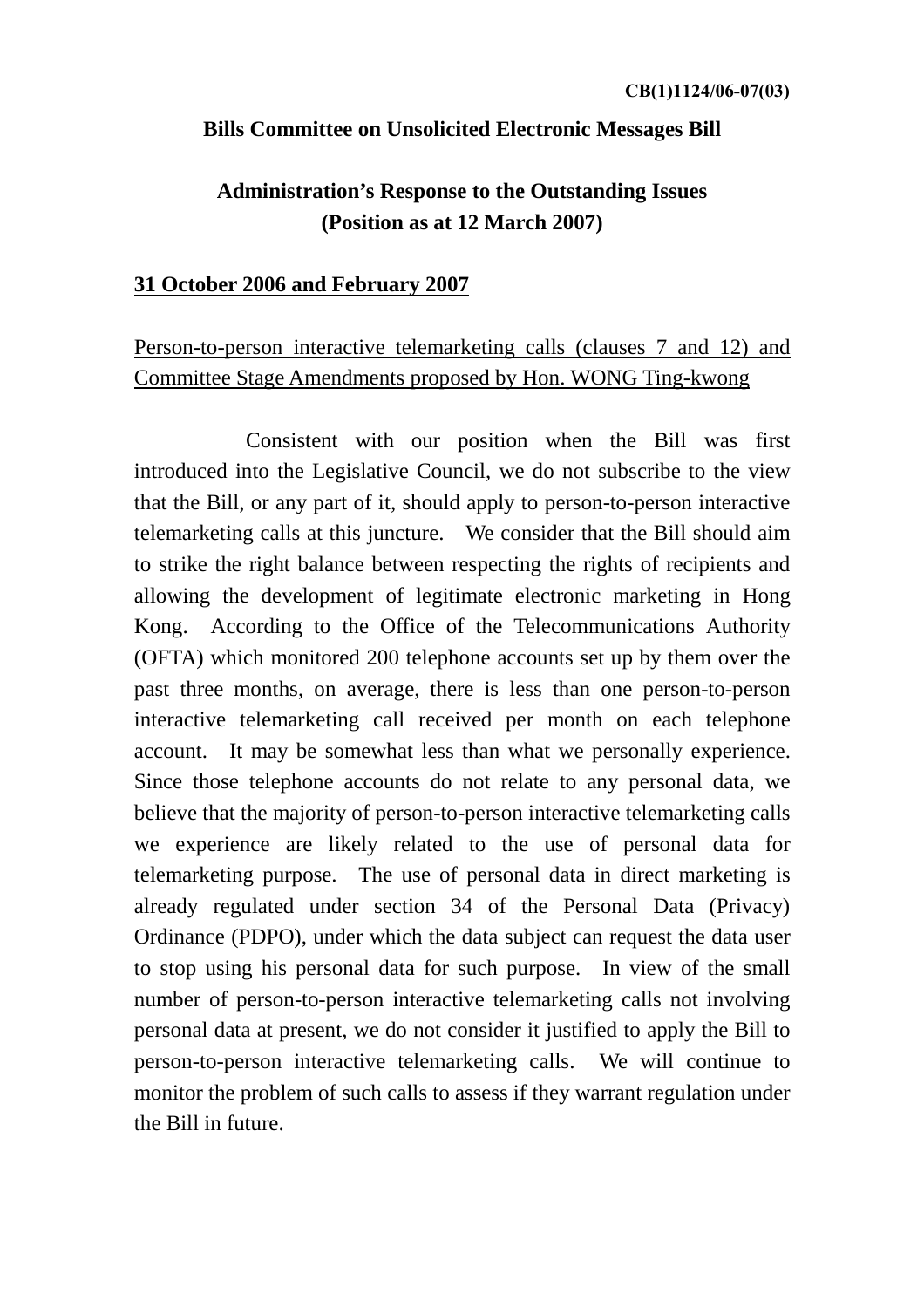CB(1)1124/06-07(03)

**Bills Committee on Unsolicited Electronic Messages Bill**

**Administration's Response to the Outstanding Issues (Position as at 12 March 2007)**

**31 October 2006 and February 2007**

Person-to-person interactive telemarketing calls (clauses 7 and 12) and Committee Stage Amendments proposed by Hon. WONG Ting-kwong

Consistent with our position when the Bill was first introduced into the Legislative Council, we do not subscribe to the view that the Bill, or any part of it, should apply to person-to-person interactive telemarketing calls at this juncture. We consider that the Bill should aim to strike the right balance between respecting the rights of recipients and allowing the development of legitimate electronic marketing in Hong Kong. According to the Office of the Telecommunications Authority (OFTA) which monitored 200 telephone accounts set up by them over the past three months, on average, there is less than one person-to-person interactive telemarketing call received per month on each telephone account. It may be somewhat less than what we personally experience. Since those telephone accounts do not relate to any personal data, we believe that the majority of person-to-person interactive telemarketing calls we experience are likely related to the use of personal data for telemarketing purpose. The use of personal data in direct marketing is already regulated under section 34 of the Personal Data (Privacy) Ordinance (PDPO), under which the data subject can request the data user to stop using his personal data for such purpose. In view of the small number of person-to-person interactive telemarketing calls not involving personal data at present, we do not consider it justified to apply the Bill to person-to-person interactive telemarketing calls. We will continue to monitor the problem of such calls to assess if they warrant regulation under the Bill in future.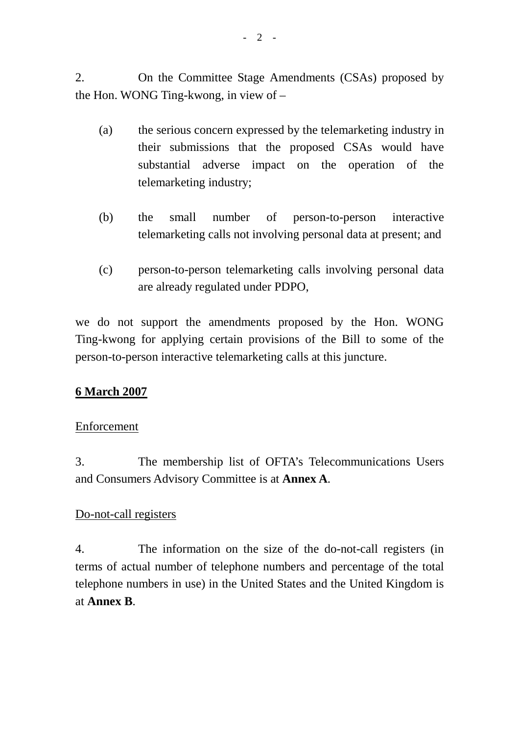2. On the Committee Stage Amendments (CSAs) proposed by the Hon. WONG Ting-kwong, in view of –

(a) the serious concern expressed by the telemarketing industry in their submissions that the proposed CSAs would have substantial adverse impact on the operation of the telemarketing industry;

(b) the small number of person-to-person interactive telemarketing calls not involving personal data at present; and

(c) person-to-person telemarketing calls involving personal data are already regulated under PDPO,

we do not support the amendments proposed by the Hon. WONG Ting-kwong for applying certain provisions of the Bill to some of the person-to-person interactive telemarketing calls at this juncture.

**<u>6 March 2007</u>**

<u>Enforcement</u>

3. The membership list of OFTA's Telecommunications Users and Consumers Advisory Committee is at **Annex A**.

<u>Do-not-call registers</u>

4. The information on the size of the do-not-call registers (in terms of actual number of telephone numbers and percentage of the total telephone numbers in use) in the United States and the United Kingdom is at **Annex B**.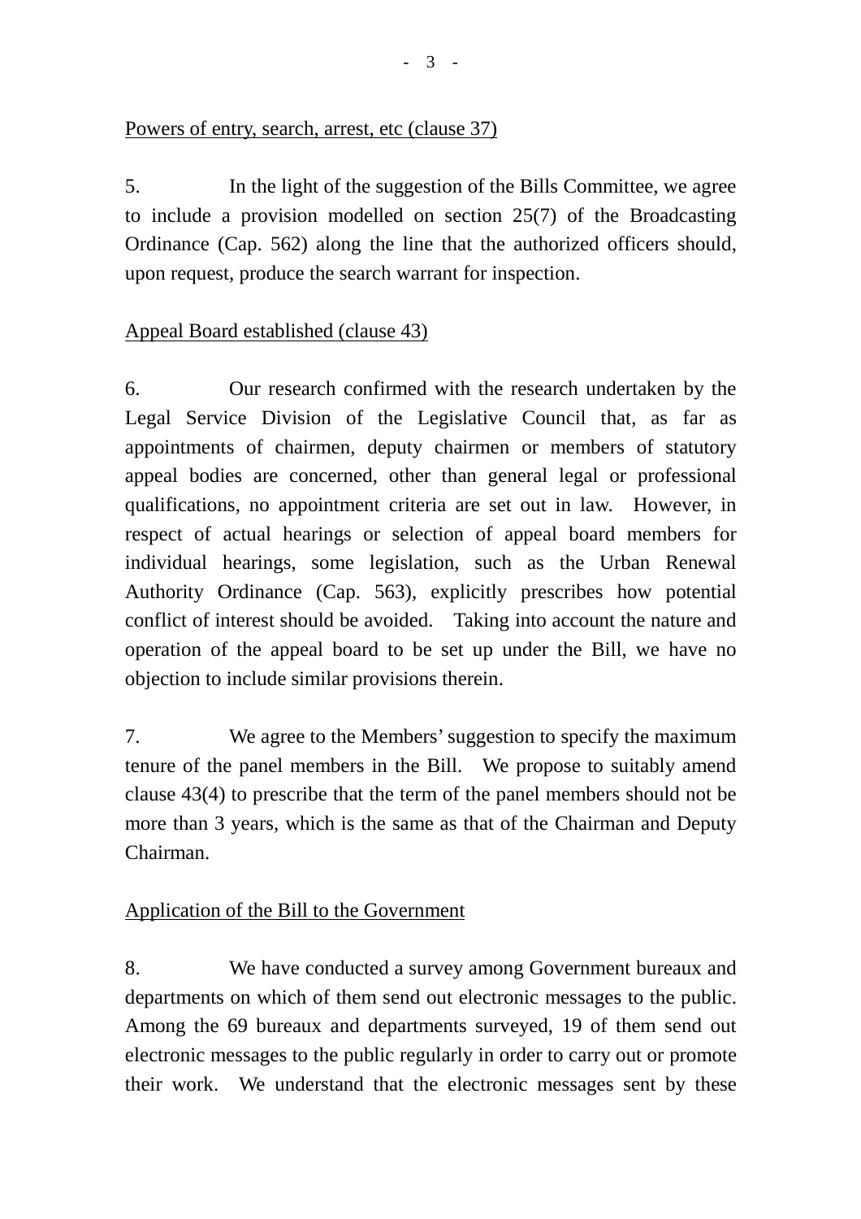Powers of entry, search, arrest, etc (clause 37)

5. In the light of the suggestion of the Bills Committee, we agree to include a provision modelled on section 25(7) of the Broadcasting Ordinance (Cap. 562) along the line that the authorized officers should, upon request, produce the search warrant for inspection.

Appeal Board established (clause 43)

6. Our research confirmed with the research undertaken by the Legal Service Division of the Legislative Council that, as far as appointments of chairmen, deputy chairmen or members of statutory appeal bodies are concerned, other than general legal or professional qualifications, no appointment criteria are set out in law. However, in respect of actual hearings or selection of appeal board members for individual hearings, some legislation, such as the Urban Renewal Authority Ordinance (Cap. 563), explicitly prescribes how potential conflict of interest should be avoided. Taking into account the nature and operation of the appeal board to be set up under the Bill, we have no objection to include similar provisions therein.

7. We agree to the Members' suggestion to specify the maximum tenure of the panel members in the Bill. We propose to suitably amend clause 43(4) to prescribe that the term of the panel members should not be more than 3 years, which is the same as that of the Chairman and Deputy Chairman.

Application of the Bill to the Government

8. We have conducted a survey among Government bureaux and departments on which of them send out electronic messages to the public. Among the 69 bureaux and departments surveyed, 19 of them send out electronic messages to the public regularly in order to carry out or promote their work. We understand that the electronic messages sent by these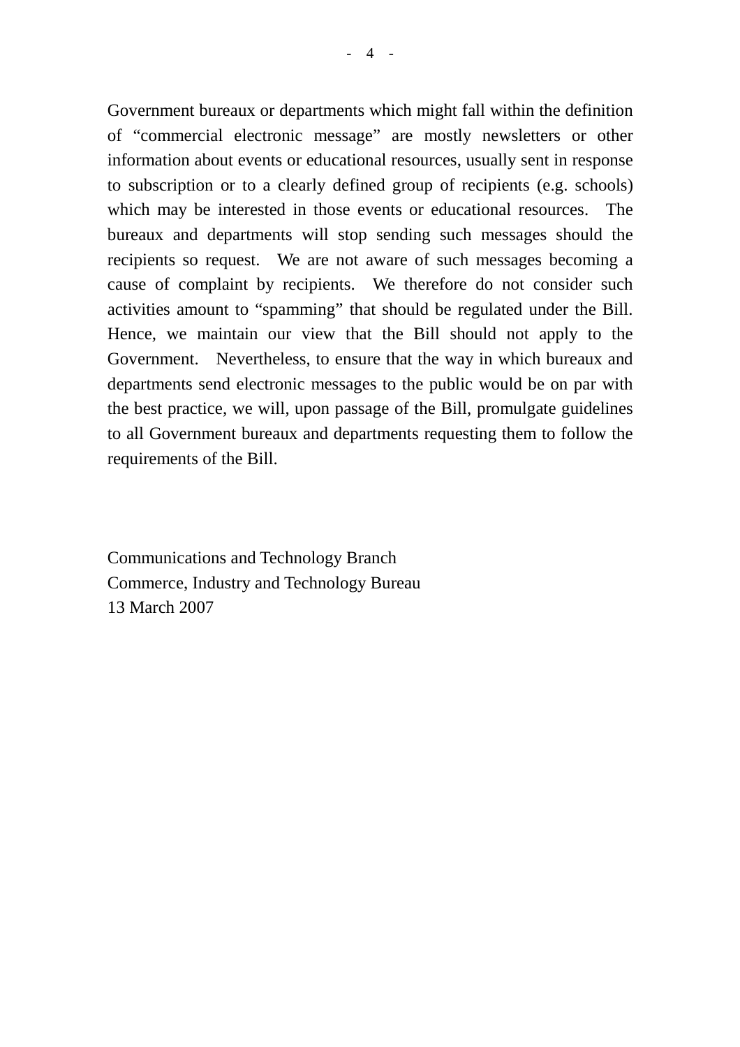Government bureaux or departments which might fall within the definition of “commercial electronic message” are mostly newsletters or other information about events or educational resources, usually sent in response to subscription or to a clearly defined group of recipients (e.g. schools) which may be interested in those events or educational resources. The bureaux and departments will stop sending such messages should the recipients so request. We are not aware of such messages becoming a cause of complaint by recipients. We therefore do not consider such activities amount to “spamming” that should be regulated under the Bill. Hence, we maintain our view that the Bill should not apply to the Government. Nevertheless, to ensure that the way in which bureaux and departments send electronic messages to the public would be on par with the best practice, we will, upon passage of the Bill, promulgate guidelines to all Government bureaux and departments requesting them to follow the requirements of the Bill.

Communications and Technology Branch
Commerce, Industry and Technology Bureau
13 March 2007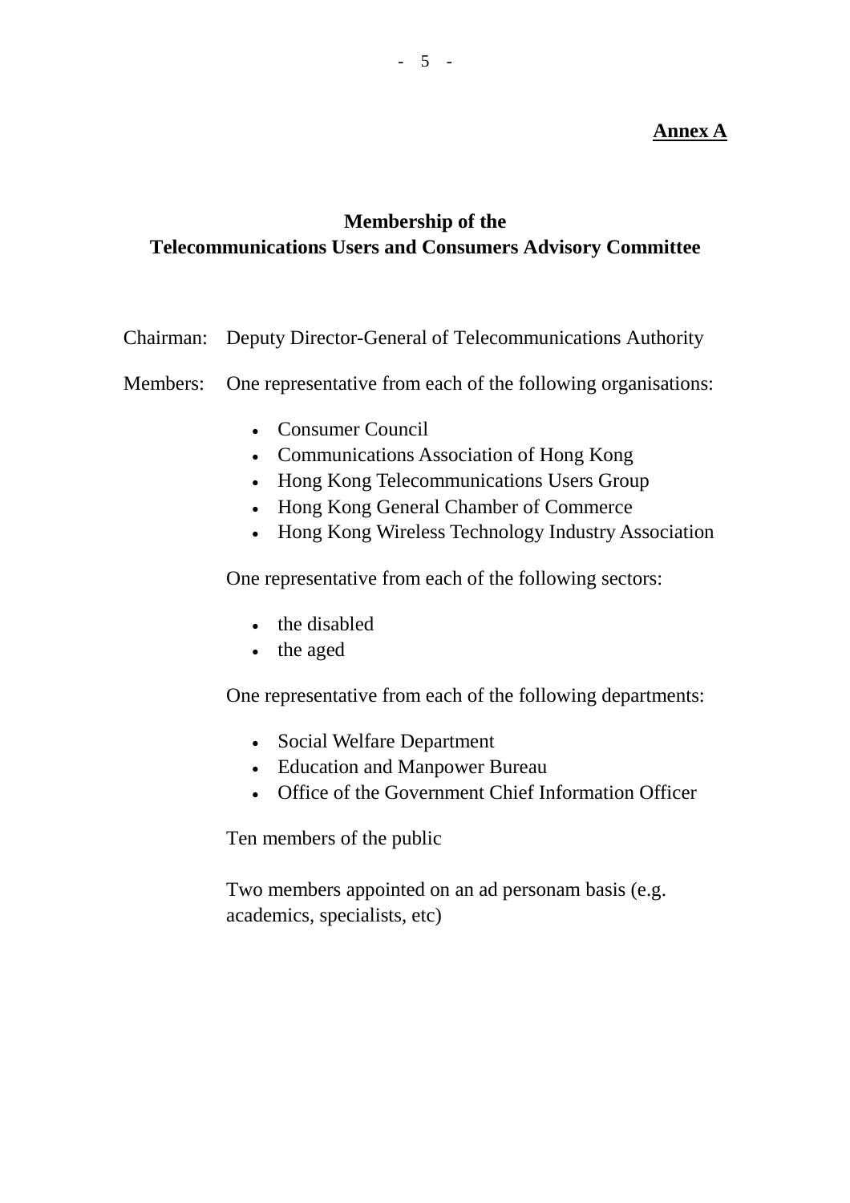**Annex A**

## Membership of the Telecommunications Users and Consumers Advisory Committee

Chairman: Deputy Director-General of Telecommunications Authority

Members: One representative from each of the following organisations:

- Consumer Council
- Communications Association of Hong Kong
- Hong Kong Telecommunications Users Group
- Hong Kong General Chamber of Commerce
- Hong Kong Wireless Technology Industry Association

One representative from each of the following sectors:

- the disabled
- the aged

One representative from each of the following departments:

- Social Welfare Department
- Education and Manpower Bureau
- Office of the Government Chief Information Officer

Ten members of the public

Two members appointed on an ad personam basis (e.g. academics, specialists, etc)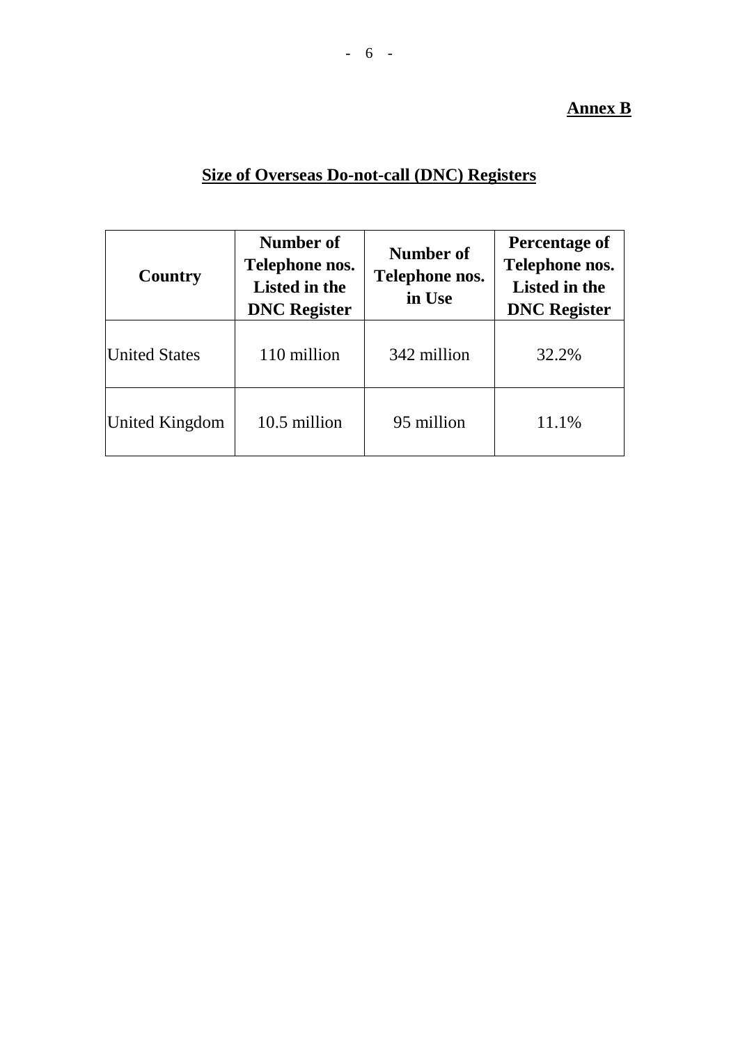**Annex B**

## Size of Overseas Do-not-call (DNC) Registers

| Country | Number of Telephone nos. Listed in the DNC Register | Number of Telephone nos. in Use | Percentage of Telephone nos. Listed in the DNC Register |
|---|---|---|---|
| United States | 110 million | 342 million | 32.2% |
| United Kingdom | 10.5 million | 95 million | 11.1% |